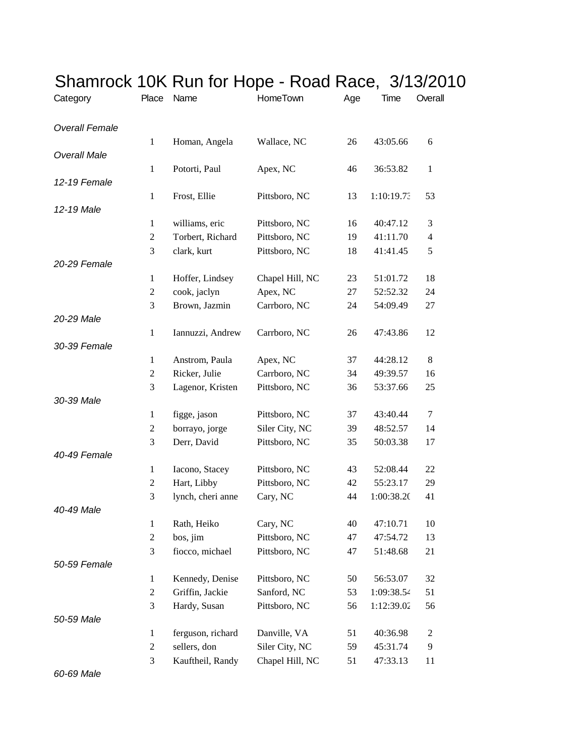# Shamrock 10K Run for Hope - Road Race, 3/13/2010

| Category | Place | Name | HomeTown | Age | Time | Overall |
|---|---|---|---|---|---|---|
| *Overall Female* | | | | | | |
| | 1 | Homan, Angela | Wallace, NC | 26 | 43:05.66 | 6 |
| *Overall Male* | | | | | | |
| | 1 | Potorti, Paul | Apex, NC | 46 | 36:53.82 | 1 |
| *12-19 Female* | | | | | | |
| | 1 | Frost, Ellie | Pittsboro, NC | 13 | 1:10:19.73 | 53 |
| *12-19 Male* | | | | | | |
| | 1 | williams, eric | Pittsboro, NC | 16 | 40:47.12 | 3 |
| | 2 | Torbert, Richard | Pittsboro, NC | 19 | 41:11.70 | 4 |
| | 3 | clark, kurt | Pittsboro, NC | 18 | 41:41.45 | 5 |
| *20-29 Female* | | | | | | |
| | 1 | Hoffer, Lindsey | Chapel Hill, NC | 23 | 51:01.72 | 18 |
| | 2 | cook, jaclyn | Apex, NC | 27 | 52:52.32 | 24 |
| | 3 | Brown, Jazmin | Carrboro, NC | 24 | 54:09.49 | 27 |
| *20-29 Male* | | | | | | |
| | 1 | Iannuzzi, Andrew | Carrboro, NC | 26 | 47:43.86 | 12 |
| *30-39 Female* | | | | | | |
| | 1 | Anstrom, Paula | Apex, NC | 37 | 44:28.12 | 8 |
| | 2 | Ricker, Julie | Carrboro, NC | 34 | 49:39.57 | 16 |
| | 3 | Lagenor, Kristen | Pittsboro, NC | 36 | 53:37.66 | 25 |
| *30-39 Male* | | | | | | |
| | 1 | figge, jason | Pittsboro, NC | 37 | 43:40.44 | 7 |
| | 2 | borrayo, jorge | Siler City, NC | 39 | 48:52.57 | 14 |
| | 3 | Derr, David | Pittsboro, NC | 35 | 50:03.38 | 17 |
| *40-49 Female* | | | | | | |
| | 1 | Iacono, Stacey | Pittsboro, NC | 43 | 52:08.44 | 22 |
| | 2 | Hart, Libby | Pittsboro, NC | 42 | 55:23.17 | 29 |
| | 3 | lynch, cheri anne | Cary, NC | 44 | 1:00:38.20 | 41 |
| *40-49 Male* | | | | | | |
| | 1 | Rath, Heiko | Cary, NC | 40 | 47:10.71 | 10 |
| | 2 | bos, jim | Pittsboro, NC | 47 | 47:54.72 | 13 |
| | 3 | fiocco, michael | Pittsboro, NC | 47 | 51:48.68 | 21 |
| *50-59 Female* | | | | | | |
| | 1 | Kennedy, Denise | Pittsboro, NC | 50 | 56:53.07 | 32 |
| | 2 | Griffin, Jackie | Sanford, NC | 53 | 1:09:38.54 | 51 |
| | 3 | Hardy, Susan | Pittsboro, NC | 56 | 1:12:39.02 | 56 |
| *50-59 Male* | | | | | | |
| | 1 | ferguson, richard | Danville, VA | 51 | 40:36.98 | 2 |
| | 2 | sellers, don | Siler City, NC | 59 | 45:31.74 | 9 |
| | 3 | Kauftheil, Randy | Chapel Hill, NC | 51 | 47:33.13 | 11 |
| *60-69 Male* | | | | | | |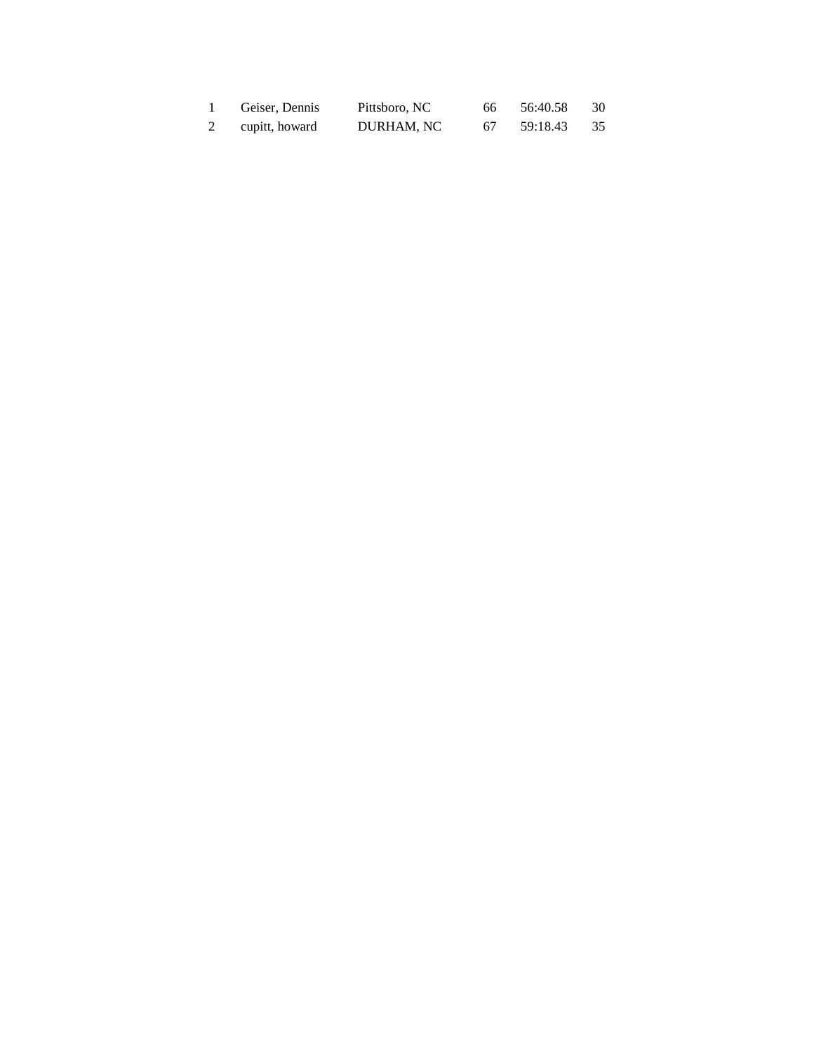| | | | | | |
|---|---|---|---|---|---|
| 1 | Geiser, Dennis | Pittsboro, NC | 66 | 56:40.58 | 30 |
| 2 | cupitt, howard | DURHAM, NC | 67 | 59:18.43 | 35 |